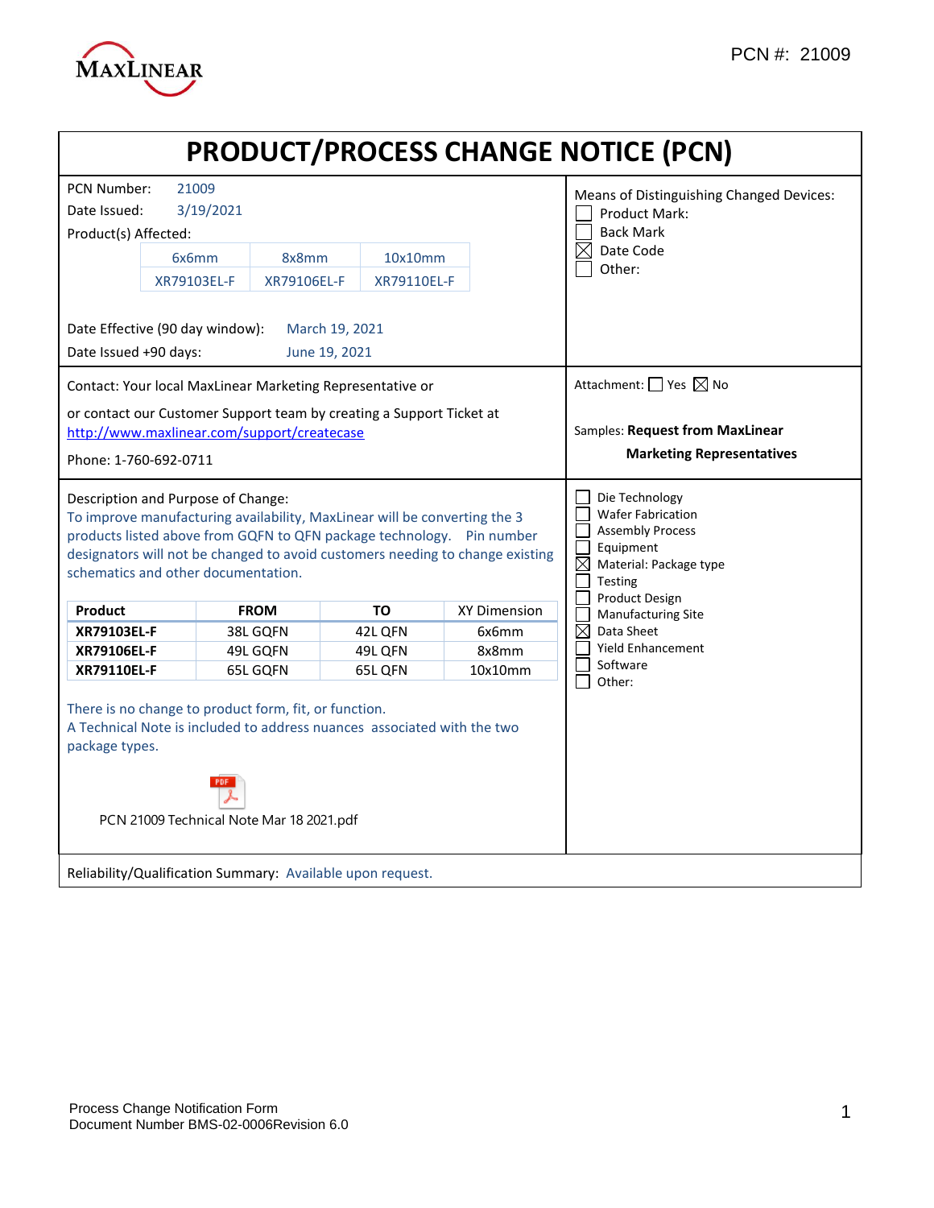MAXLINEAR

PCN #: 21009

# PRODUCT/PROCESS CHANGE NOTICE (PCN)

PCN Number: 21009

Date Issued: 3/19/2021

Product(s) Affected:

| 6x6mm | 8x8mm | 10x10mm |
|---|---|---|
| XR79103EL-F | XR79106EL-F | XR79110EL-F |

Date Effective (90 day window): March 19, 2021

Date Issued +90 days: June 19, 2021

Means of Distinguishing Changed Devices:

- ☐ Product Mark:
- ☐ Back Mark
- ☒ Date Code
- ☐ Other:

Contact: Your local MaxLinear Marketing Representative or

or contact our Customer Support team by creating a Support Ticket at http://www.maxlinear.com/support/createcase

Phone: 1-760-692-0711

Attachment: ☐ Yes ☒ No

Samples: **Request from MaxLinear Marketing Representatives**

Description and Purpose of Change:

To improve manufacturing availability, MaxLinear will be converting the 3 products listed above from GQFN to QFN package technology. Pin number designators will not be changed to avoid customers needing to change existing schematics and other documentation.

| Product | FROM | TO | XY Dimension |
|---|---|---|---|
| **XR79103EL-F** | 38L GQFN | 42L QFN | 6x6mm |
| **XR79106EL-F** | 49L GQFN | 49L QFN | 8x8mm |
| **XR79110EL-F** | 65L GQFN | 65L QFN | 10x10mm |

There is no change to product form, fit, or function.

A Technical Note is included to address nuances associated with the two package types.

PCN 21009 Technical Note Mar 18 2021.pdf

- ☐ Die Technology
- ☐ Wafer Fabrication
- ☐ Assembly Process
- ☐ Equipment
- ☒ Material: Package type
- ☐ Testing
- ☐ Product Design
- ☐ Manufacturing Site
- ☒ Data Sheet
- ☐ Yield Enhancement
- ☐ Software
- ☐ Other:

Reliability/Qualification Summary: Available upon request.

Process Change Notification Form
Document Number BMS-02-0006Revision 6.0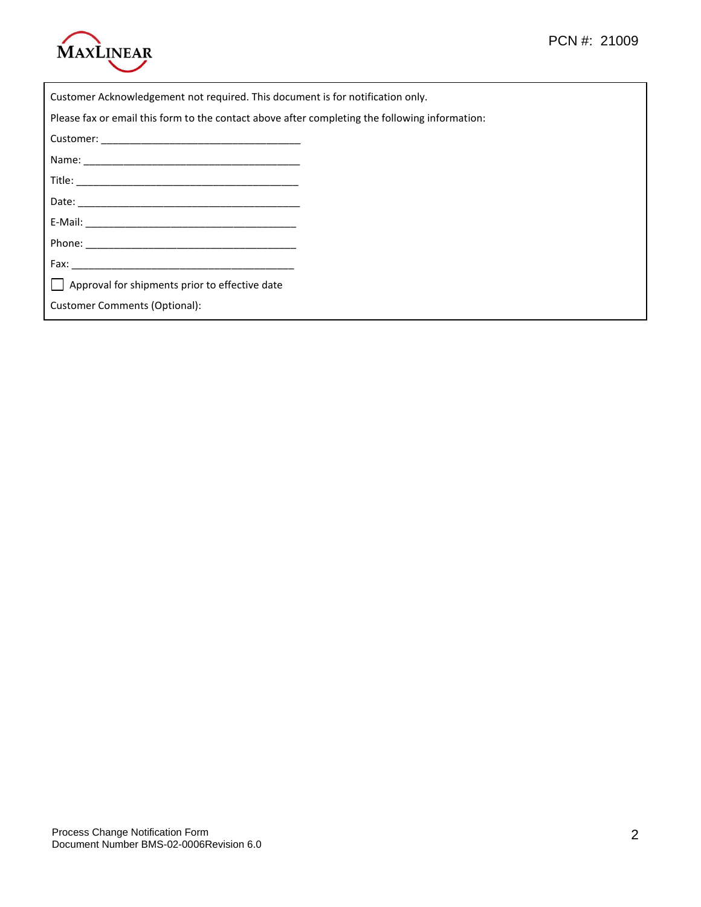PCN #: 21009

Customer Acknowledgement not required. This document is for notification only.

Please fax or email this form to the contact above after completing the following information:

Customer: ___________________________________

Name: ______________________________________

Title: _______________________________________

Date: _______________________________________

E-Mail: _____________________________________

Phone: _____________________________________

Fax: ________________________________________

☐ Approval for shipments prior to effective date

Customer Comments (Optional):

Process Change Notification Form
Document Number BMS-02-0006Revision 6.0